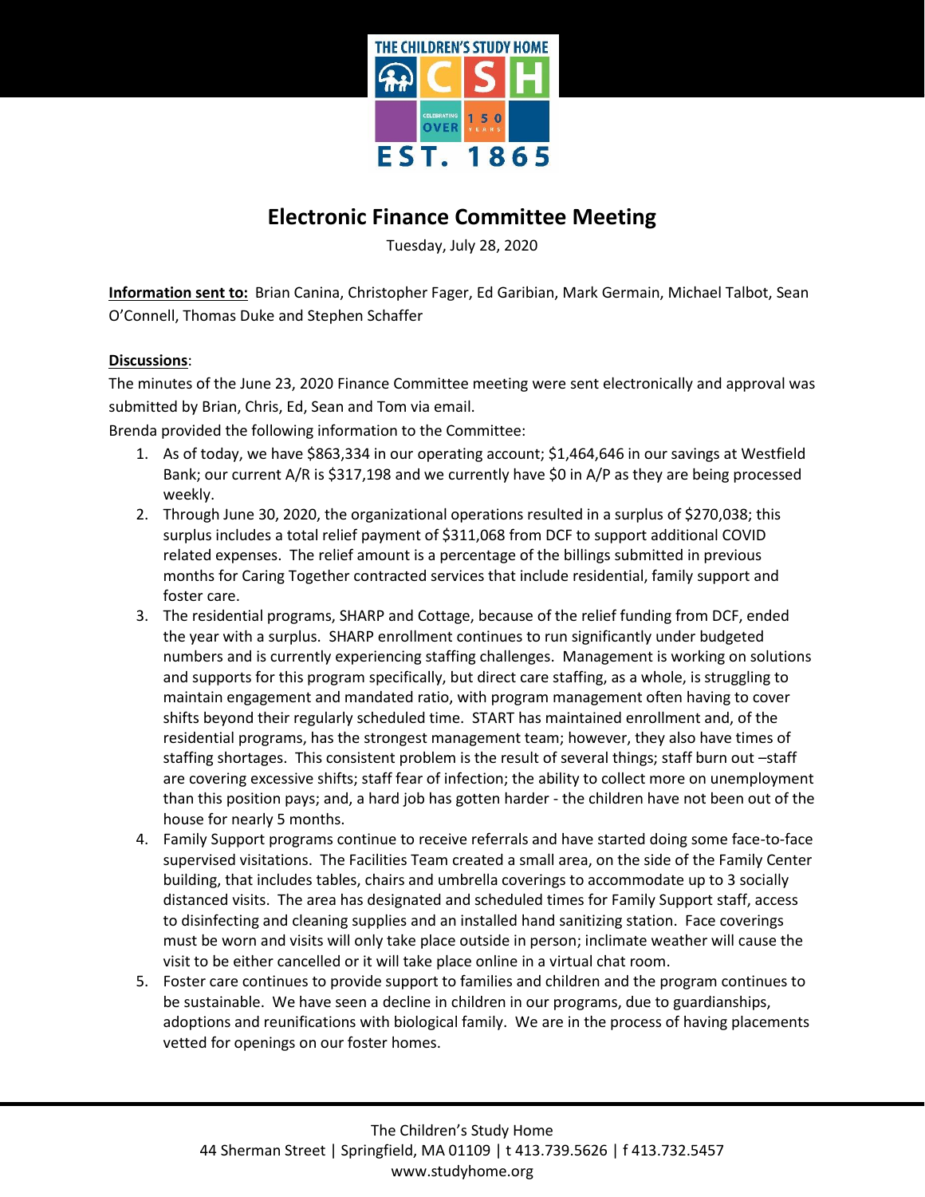# Electronic Finance Committee Meeting

Tuesday, July 28, 2020

**Information sent to:** Brian Canina, Christopher Fager, Ed Garibian, Mark Germain, Michael Talbot, Sean O'Connell, Thomas Duke and Stephen Schaffer

**Discussions**:

The minutes of the June 23, 2020 Finance Committee meeting were sent electronically and approval was submitted by Brian, Chris, Ed, Sean and Tom via email.

Brenda provided the following information to the Committee:

1. As of today, we have $863,334 in our operating account; $1,464,646 in our savings at Westfield Bank; our current A/R is $317,198 and we currently have $0 in A/P as they are being processed weekly.
2. Through June 30, 2020, the organizational operations resulted in a surplus of $270,038; this surplus includes a total relief payment of $311,068 from DCF to support additional COVID related expenses. The relief amount is a percentage of the billings submitted in previous months for Caring Together contracted services that include residential, family support and foster care.
3. The residential programs, SHARP and Cottage, because of the relief funding from DCF, ended the year with a surplus. SHARP enrollment continues to run significantly under budgeted numbers and is currently experiencing staffing challenges. Management is working on solutions and supports for this program specifically, but direct care staffing, as a whole, is struggling to maintain engagement and mandated ratio, with program management often having to cover shifts beyond their regularly scheduled time. START has maintained enrollment and, of the residential programs, has the strongest management team; however, they also have times of staffing shortages. This consistent problem is the result of several things; staff burn out –staff are covering excessive shifts; staff fear of infection; the ability to collect more on unemployment than this position pays; and, a hard job has gotten harder - the children have not been out of the house for nearly 5 months.
4. Family Support programs continue to receive referrals and have started doing some face-to-face supervised visitations. The Facilities Team created a small area, on the side of the Family Center building, that includes tables, chairs and umbrella coverings to accommodate up to 3 socially distanced visits. The area has designated and scheduled times for Family Support staff, access to disinfecting and cleaning supplies and an installed hand sanitizing station. Face coverings must be worn and visits will only take place outside in person; inclimate weather will cause the visit to be either cancelled or it will take place online in a virtual chat room.
5. Foster care continues to provide support to families and children and the program continues to be sustainable. We have seen a decline in children in our programs, due to guardianships, adoptions and reunifications with biological family. We are in the process of having placements vetted for openings on our foster homes.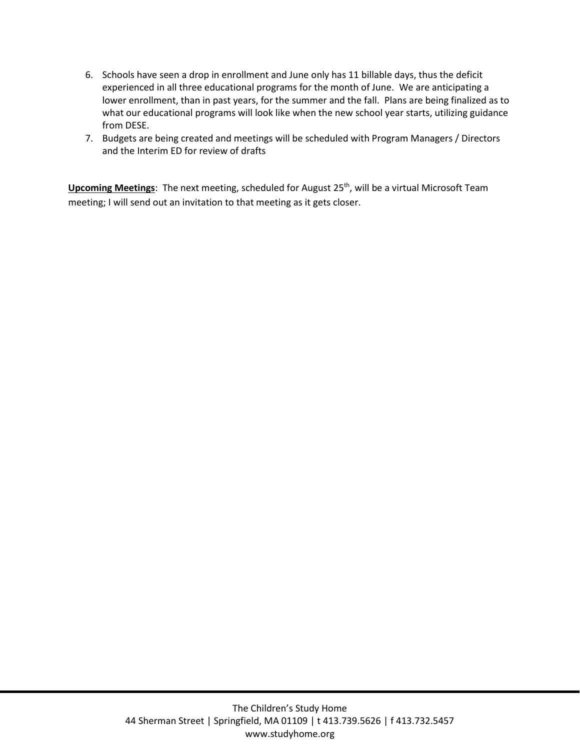6. Schools have seen a drop in enrollment and June only has 11 billable days, thus the deficit experienced in all three educational programs for the month of June. We are anticipating a lower enrollment, than in past years, for the summer and the fall. Plans are being finalized as to what our educational programs will look like when the new school year starts, utilizing guidance from DESE.
7. Budgets are being created and meetings will be scheduled with Program Managers / Directors and the Interim ED for review of drafts

**Upcoming Meetings**: The next meeting, scheduled for August 25th, will be a virtual Microsoft Team meeting; I will send out an invitation to that meeting as it gets closer.